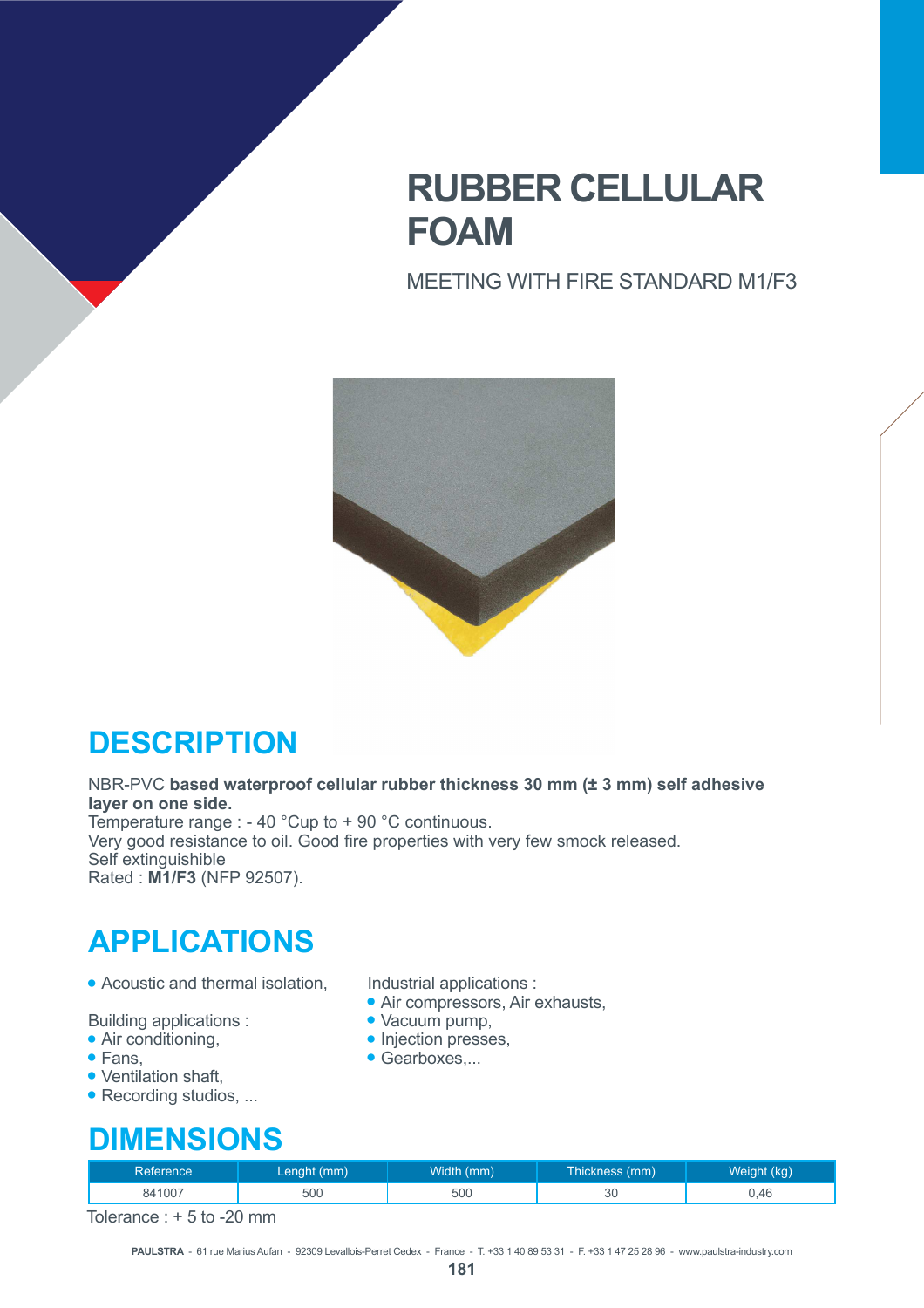# RUBBER CELLULAR FOAM

MEETING WITH FIRE STANDARD M1/F3

## DESCRIPTION

NBR-PVC **based waterproof cellular rubber thickness 30 mm (± 3 mm) self adhesive layer on one side.**
Temperature range : - 40 °Cup to + 90 °C continuous.
Very good resistance to oil. Good fire properties with very few smock released.
Self extinguishible
Rated : **M1/F3** (NFP 92507).

## APPLICATIONS

- Acoustic and thermal isolation,

Building applications :
- Air conditioning,
- Fans,
- Ventilation shaft,
- Recording studios, ...

Industrial applications :
- Air compressors, Air exhausts,
- Vacuum pump,
- Injection presses,
- Gearboxes,...

## DIMENSIONS

| Reference | Lenght (mm) | Width (mm) | Thickness (mm) | Weight (kg) |
|---|---|---|---|---|
| 841007 | 500 | 500 | 30 | 0,46 |

Tolerance : + 5 to -20 mm

**PAULSTRA** - 61 rue Marius Aufan - 92309 Levallois-Perret Cedex - France - T. +33 1 40 89 53 31 - F. +33 1 47 25 28 96 - www.paulstra-industry.com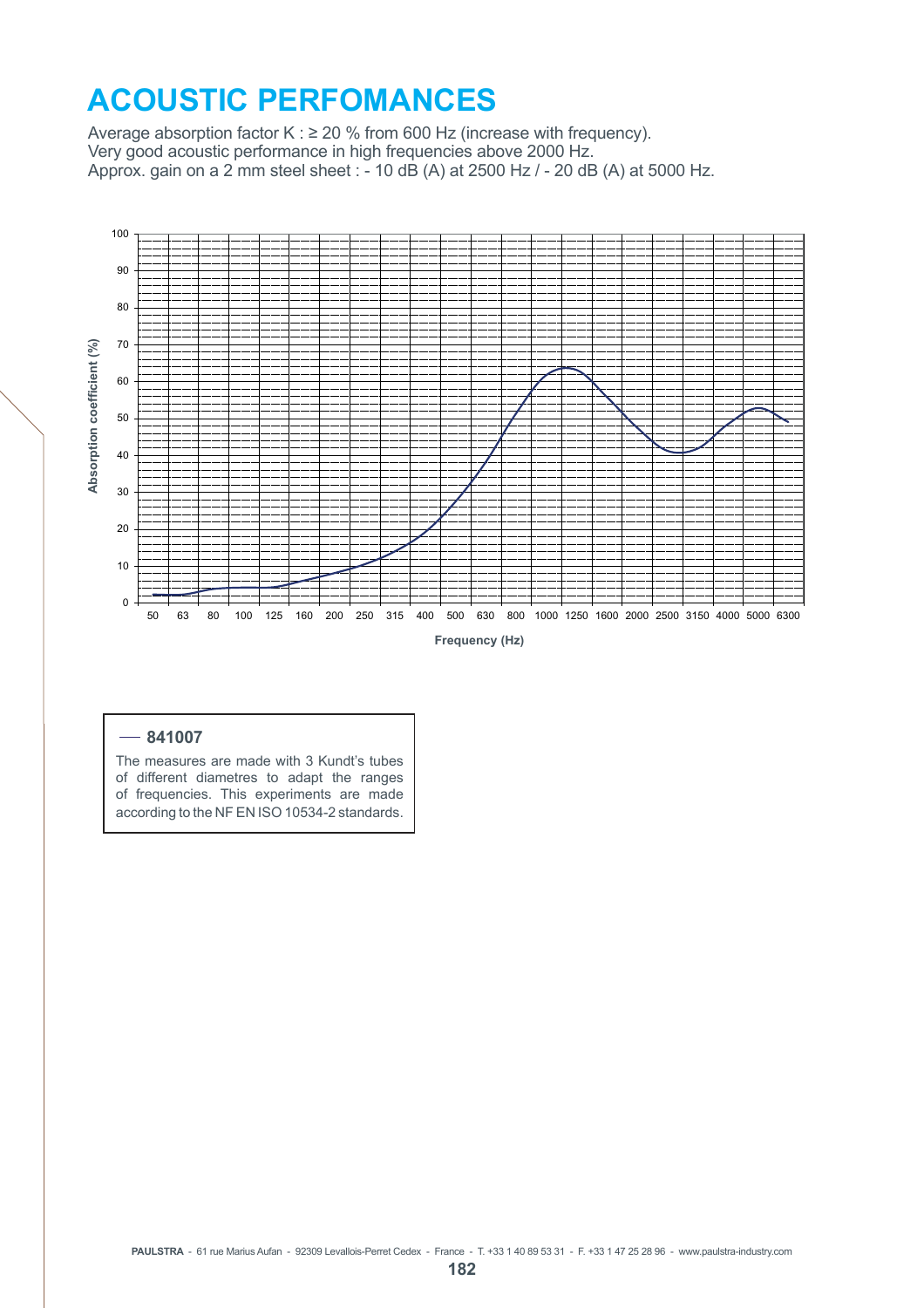# ACOUSTIC PERFOMANCES

Average absorption factor K : ≥ 20 % from 600 Hz (increase with frequency).
Very good acoustic performance in high frequencies above 2000 Hz.
Approx. gain on a 2 mm steel sheet : - 10 dB (A) at 2500 Hz / - 20 dB (A) at 5000 Hz.

Absorption coefficient (%)

100
90
80
70
60
50
40
30
20
10
0

50 63 80 100 125 160 200 250 315 400 500 630 800 1000 1250 1600 2000 2500 3150 4000 5000 6300

Frequency (Hz)

**841007**

The measures are made with 3 Kundt's tubes of different diametres to adapt the ranges of frequencies. This experiments are made according to the NF EN ISO 10534-2 standards.